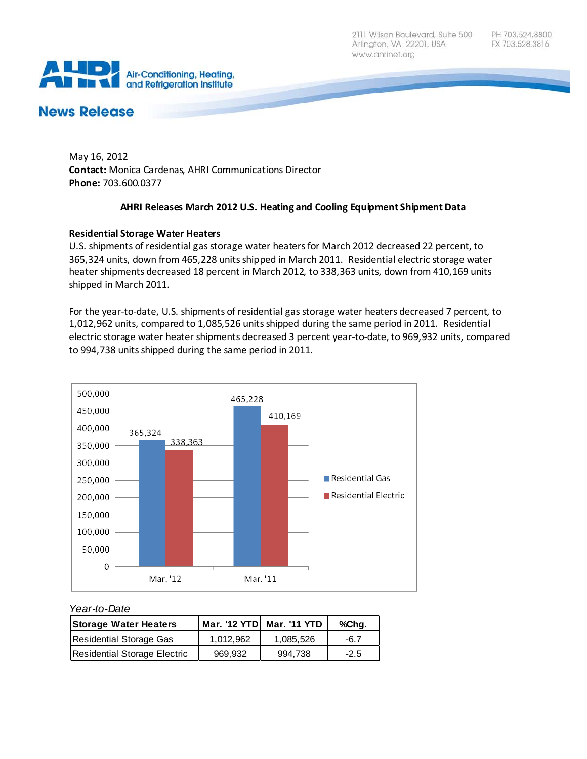2111 Wilson Boulevard, Suite 500
Arlington, VA 22201, USA
www.ahrinet.org

PH 703.524.8800
FX 703.528.3816

AHRI Air-Conditioning, Heating, and Refrigeration Institute

## News Release

May 16, 2012
**Contact:** Monica Cardenas, AHRI Communications Director
**Phone:** 703.600.0377

**AHRI Releases March 2012 U.S. Heating and Cooling Equipment Shipment Data**

**Residential Storage Water Heaters**
U.S. shipments of residential gas storage water heaters for March 2012 decreased 22 percent, to 365,324 units, down from 465,228 units shipped in March 2011. Residential electric storage water heater shipments decreased 18 percent in March 2012, to 338,363 units, down from 410,169 units shipped in March 2011.

For the year-to-date, U.S. shipments of residential gas storage water heaters decreased 7 percent, to 1,012,962 units, compared to 1,085,526 units shipped during the same period in 2011. Residential electric storage water heater shipments decreased 3 percent year-to-date, to 969,932 units, compared to 994,738 units shipped during the same period in 2011.

| | Residential Gas | Residential Electric |
|---|---|---|
| Mar. '12 | 365,324 | 338,363 |
| Mar. '11 | 465,228 | 410,169 |

*Year-to-Date*

| Storage Water Heaters | Mar. '12 YTD | Mar. '11 YTD | %Chg. |
|---|---|---|---|
| Residential Storage Gas | 1,012,962 | 1,085,526 | -6.7 |
| Residential Storage Electric | 969,932 | 994,738 | -2.5 |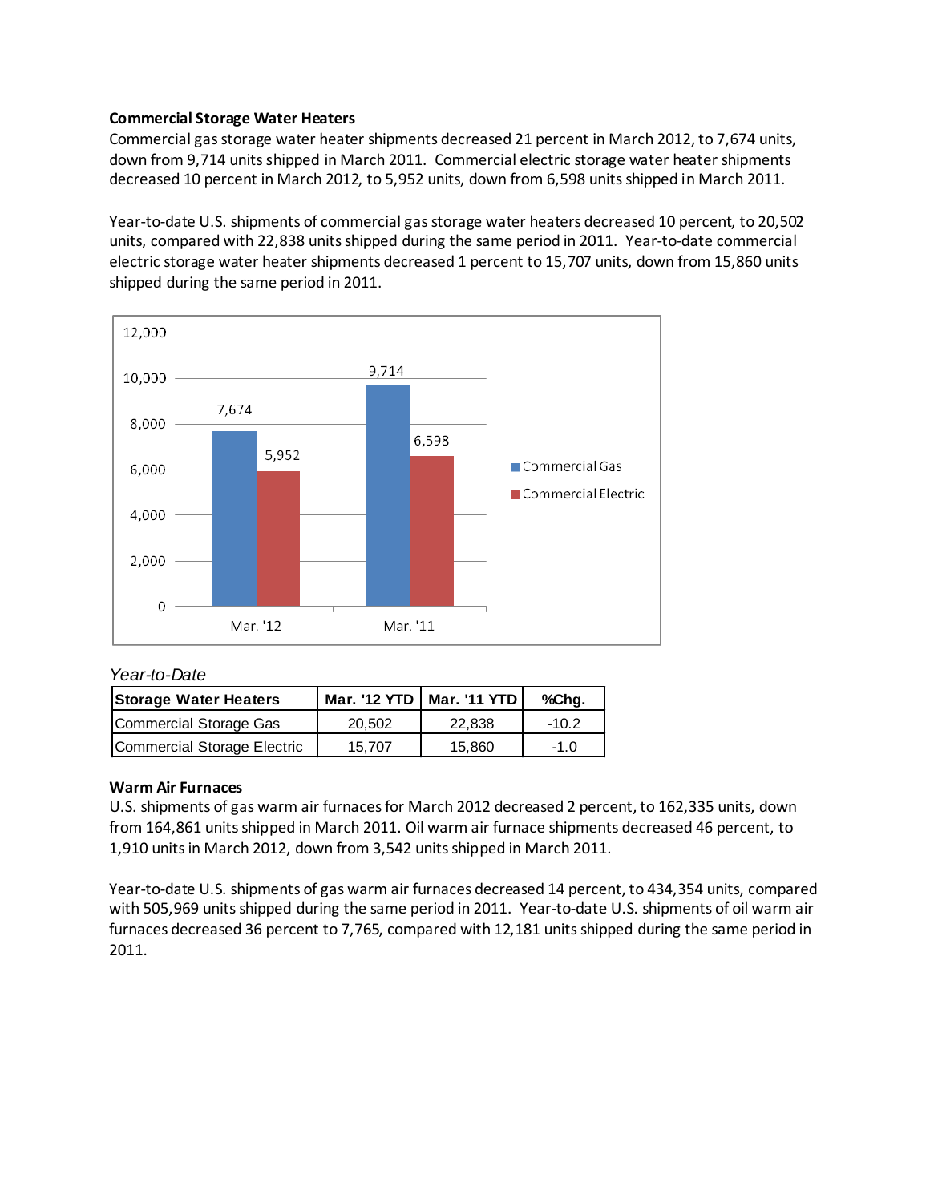**Commercial Storage Water Heaters**

Commercial gas storage water heater shipments decreased 21 percent in March 2012, to 7,674 units, down from 9,714 units shipped in March 2011. Commercial electric storage water heater shipments decreased 10 percent in March 2012, to 5,952 units, down from 6,598 units shipped in March 2011.

Year-to-date U.S. shipments of commercial gas storage water heaters decreased 10 percent, to 20,502 units, compared with 22,838 units shipped during the same period in 2011. Year-to-date commercial electric storage water heater shipments decreased 1 percent to 15,707 units, down from 15,860 units shipped during the same period in 2011.

| | Commercial Gas | Commercial Electric |
|---|---|---|
| Mar. '12 | 7,674 | 5,952 |
| Mar. '11 | 9,714 | 6,598 |

*Year-to-Date*

| Storage Water Heaters | Mar. '12 YTD | Mar. '11 YTD | %Chg. |
|---|---|---|---|
| Commercial Storage Gas | 20,502 | 22,838 | -10.2 |
| Commercial Storage Electric | 15,707 | 15,860 | -1.0 |

**Warm Air Furnaces**

U.S. shipments of gas warm air furnaces for March 2012 decreased 2 percent, to 162,335 units, down from 164,861 units shipped in March 2011. Oil warm air furnace shipments decreased 46 percent, to 1,910 units in March 2012, down from 3,542 units shipped in March 2011.

Year-to-date U.S. shipments of gas warm air furnaces decreased 14 percent, to 434,354 units, compared with 505,969 units shipped during the same period in 2011. Year-to-date U.S. shipments of oil warm air furnaces decreased 36 percent to 7,765, compared with 12,181 units shipped during the same period in 2011.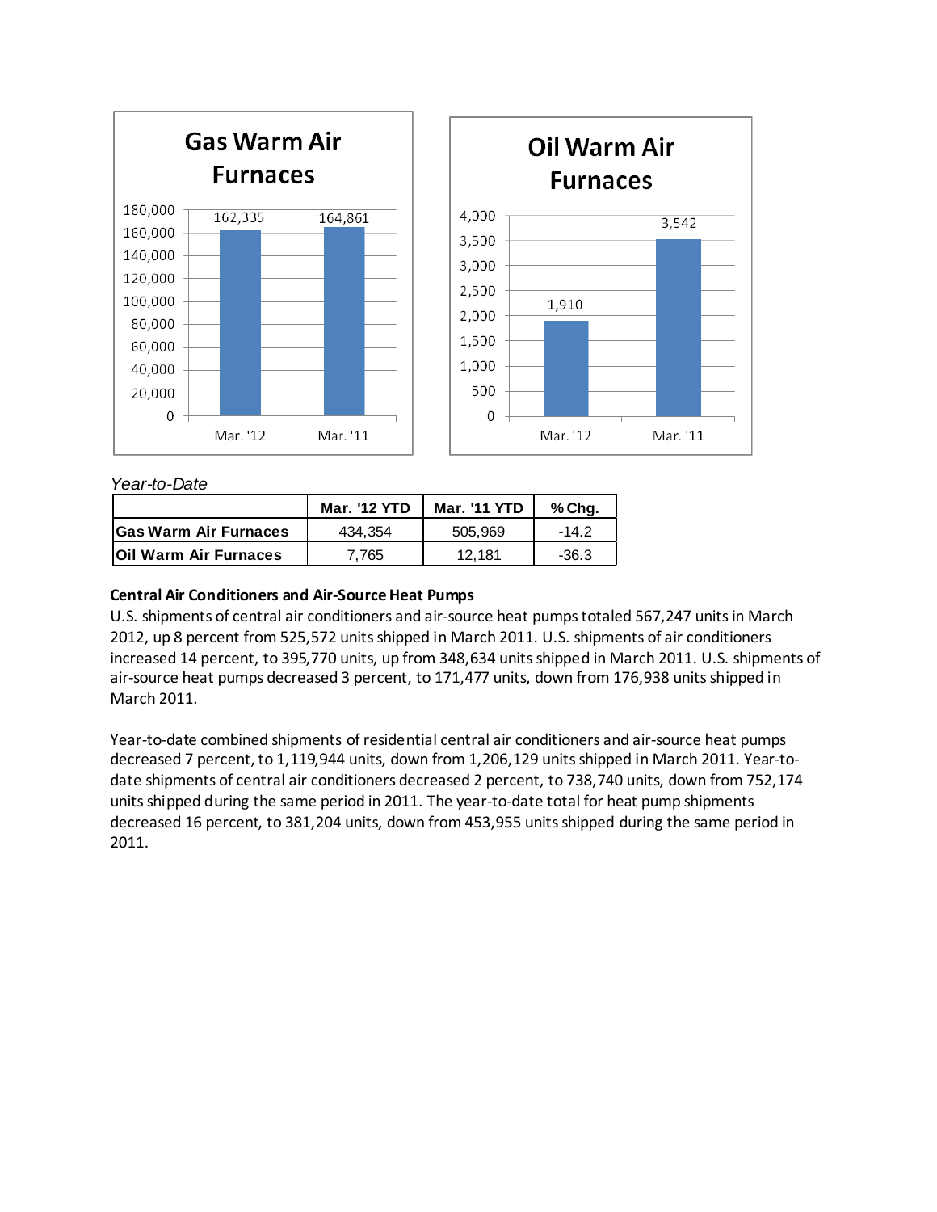## Gas Warm Air Furnaces

| | Mar. '12 | Mar. '11 |
|---|---|---|
| Gas Warm Air Furnaces | 162,335 | 164,861 |

## Oil Warm Air Furnaces

| | Mar. '12 | Mar. '11 |
|---|---|---|
| Oil Warm Air Furnaces | 1,910 | 3,542 |

*Year-to-Date*

| | Mar. '12 YTD | Mar. '11 YTD | % Chg. |
|---|---|---|---|
| **Gas Warm Air Furnaces** | 434,354 | 505,969 | -14.2 |
| **Oil Warm Air Furnaces** | 7,765 | 12,181 | -36.3 |

**Central Air Conditioners and Air-Source Heat Pumps**

U.S. shipments of central air conditioners and air-source heat pumps totaled 567,247 units in March 2012, up 8 percent from 525,572 units shipped in March 2011. U.S. shipments of air conditioners increased 14 percent, to 395,770 units, up from 348,634 units shipped in March 2011. U.S. shipments of air-source heat pumps decreased 3 percent, to 171,477 units, down from 176,938 units shipped in March 2011.

Year-to-date combined shipments of residential central air conditioners and air-source heat pumps decreased 7 percent, to 1,119,944 units, down from 1,206,129 units shipped in March 2011. Year-to-date shipments of central air conditioners decreased 2 percent, to 738,740 units, down from 752,174 units shipped during the same period in 2011. The year-to-date total for heat pump shipments decreased 16 percent, to 381,204 units, down from 453,955 units shipped during the same period in 2011.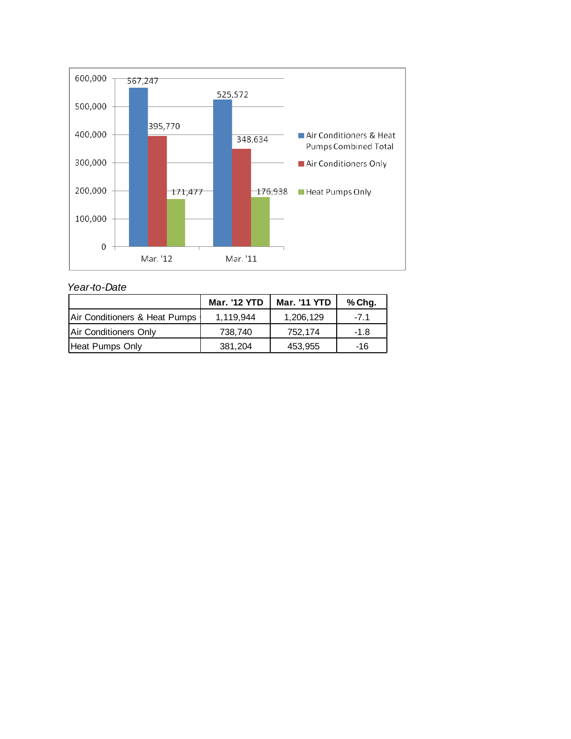| | Mar. '12 | Mar. '11 |
|---|---|---|
| Air Conditioners & Heat Pumps Combined Total | 567,247 | 525,572 |
| Air Conditioners Only | 395,770 | 348,634 |
| Heat Pumps Only | 171,477 | 176,938 |

*Year-to-Date*

| | Mar. '12 YTD | Mar. '11 YTD | % Chg. |
|---|---|---|---|
| Air Conditioners & Heat Pumps | 1,119,944 | 1,206,129 | -7.1 |
| Air Conditioners Only | 738,740 | 752,174 | -1.8 |
| Heat Pumps Only | 381,204 | 453,955 | -16 |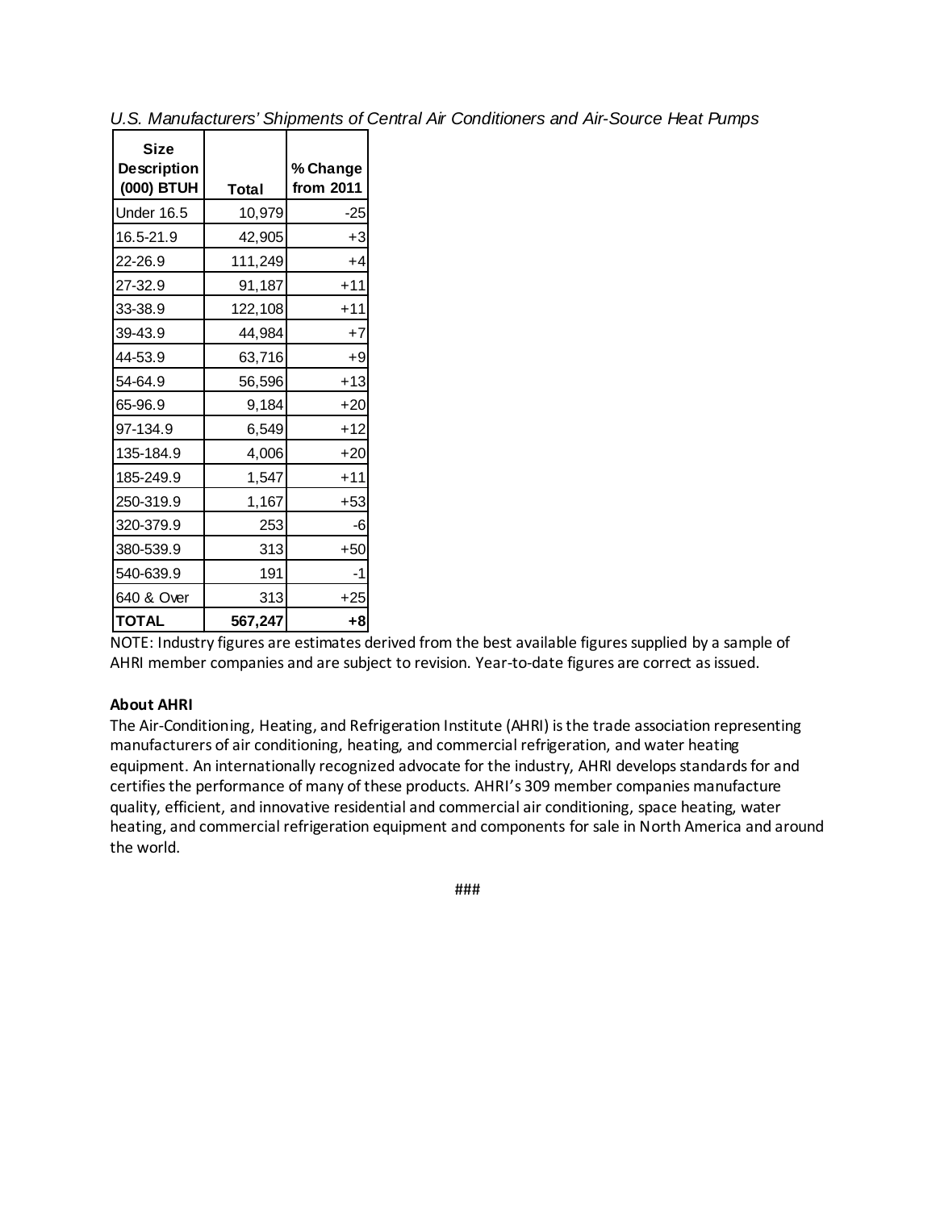*U.S. Manufacturers' Shipments of Central Air Conditioners and Air-Source Heat Pumps*

| Size Description (000) BTUH | Total | % Change from 2011 |
|---|---|---|
| Under 16.5 | 10,979 | -25 |
| 16.5-21.9 | 42,905 | +3 |
| 22-26.9 | 111,249 | +4 |
| 27-32.9 | 91,187 | +11 |
| 33-38.9 | 122,108 | +11 |
| 39-43.9 | 44,984 | +7 |
| 44-53.9 | 63,716 | +9 |
| 54-64.9 | 56,596 | +13 |
| 65-96.9 | 9,184 | +20 |
| 97-134.9 | 6,549 | +12 |
| 135-184.9 | 4,006 | +20 |
| 185-249.9 | 1,547 | +11 |
| 250-319.9 | 1,167 | +53 |
| 320-379.9 | 253 | -6 |
| 380-539.9 | 313 | +50 |
| 540-639.9 | 191 | -1 |
| 640 & Over | 313 | +25 |
| **TOTAL** | **567,247** | **+8** |

NOTE: Industry figures are estimates derived from the best available figures supplied by a sample of AHRI member companies and are subject to revision. Year-to-date figures are correct as issued.

**About AHRI**

The Air-Conditioning, Heating, and Refrigeration Institute (AHRI) is the trade association representing manufacturers of air conditioning, heating, and commercial refrigeration, and water heating equipment. An internationally recognized advocate for the industry, AHRI develops standards for and certifies the performance of many of these products. AHRI's 309 member companies manufacture quality, efficient, and innovative residential and commercial air conditioning, space heating, water heating, and commercial refrigeration equipment and components for sale in North America and around the world.

###